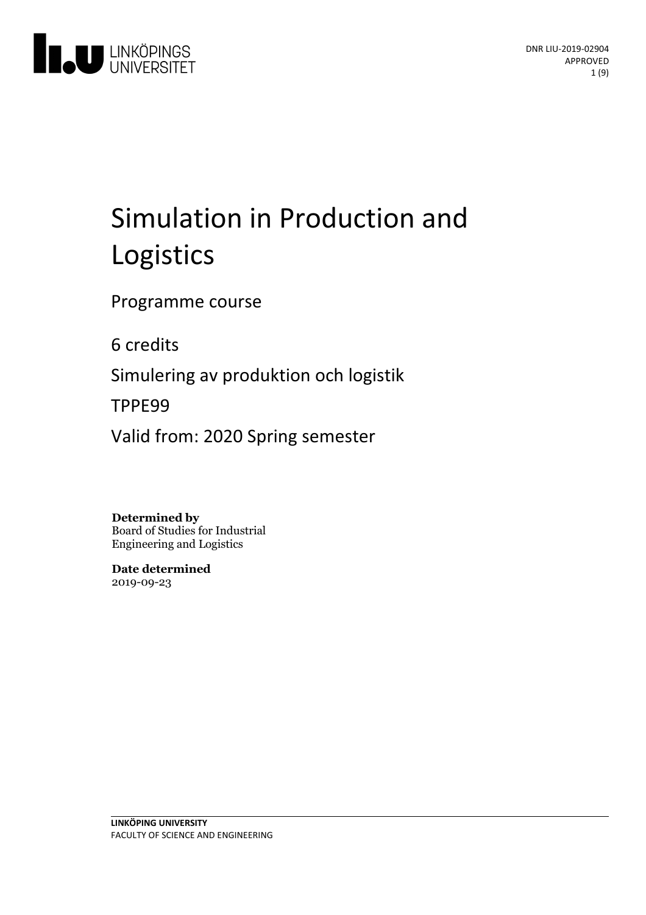DNR LIU-2019-02904
APPROVED

# Simulation in Production and Logistics

Programme course

6 credits

Simulering av produktion och logistik

TPPE99

Valid from: 2020 Spring semester

**Determined by**
Board of Studies for Industrial Engineering and Logistics

**Date determined**
2019-09-23

**LINKÖPING UNIVERSITY**
FACULTY OF SCIENCE AND ENGINEERING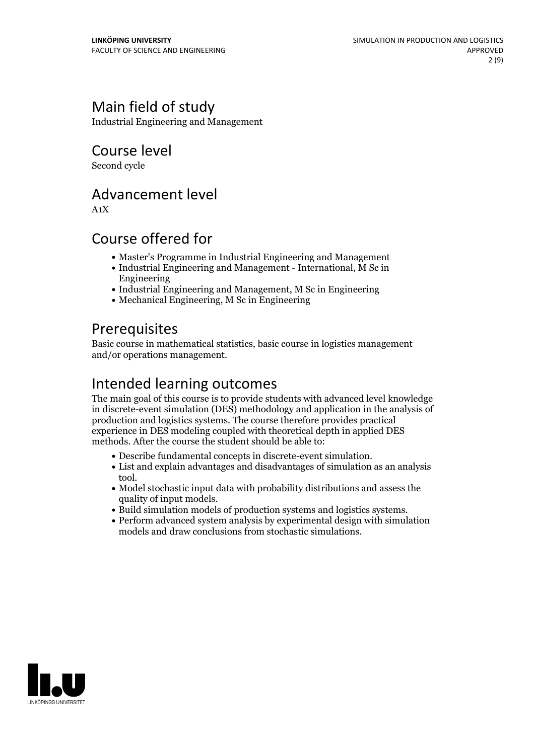# Main field of study

Industrial Engineering and Management

# Course level

Second cycle

# Advancement level

A1X

# Course offered for

- Master's Programme in Industrial Engineering and Management
- Industrial Engineering and Management - International, M Sc in Engineering
- Industrial Engineering and Management, M Sc in Engineering
- Mechanical Engineering, M Sc in Engineering

# Prerequisites

Basic course in mathematical statistics, basic course in logistics management and/or operations management.

# Intended learning outcomes

The main goal of this course is to provide students with advanced level knowledge in discrete-event simulation (DES) methodology and application in the analysis of production and logistics systems. The course therefore provides practical experience in DES modeling coupled with theoretical depth in applied DES methods. After the course the student should be able to:

- Describe fundamental concepts in discrete-event simulation.
- List and explain advantages and disadvantages of simulation as an analysis tool.
- Model stochastic input data with probability distributions and assess the quality of input models.
- Build simulation models of production systems and logistics systems.
- Perform advanced system analysis by experimental design with simulation models and draw conclusions from stochastic simulations.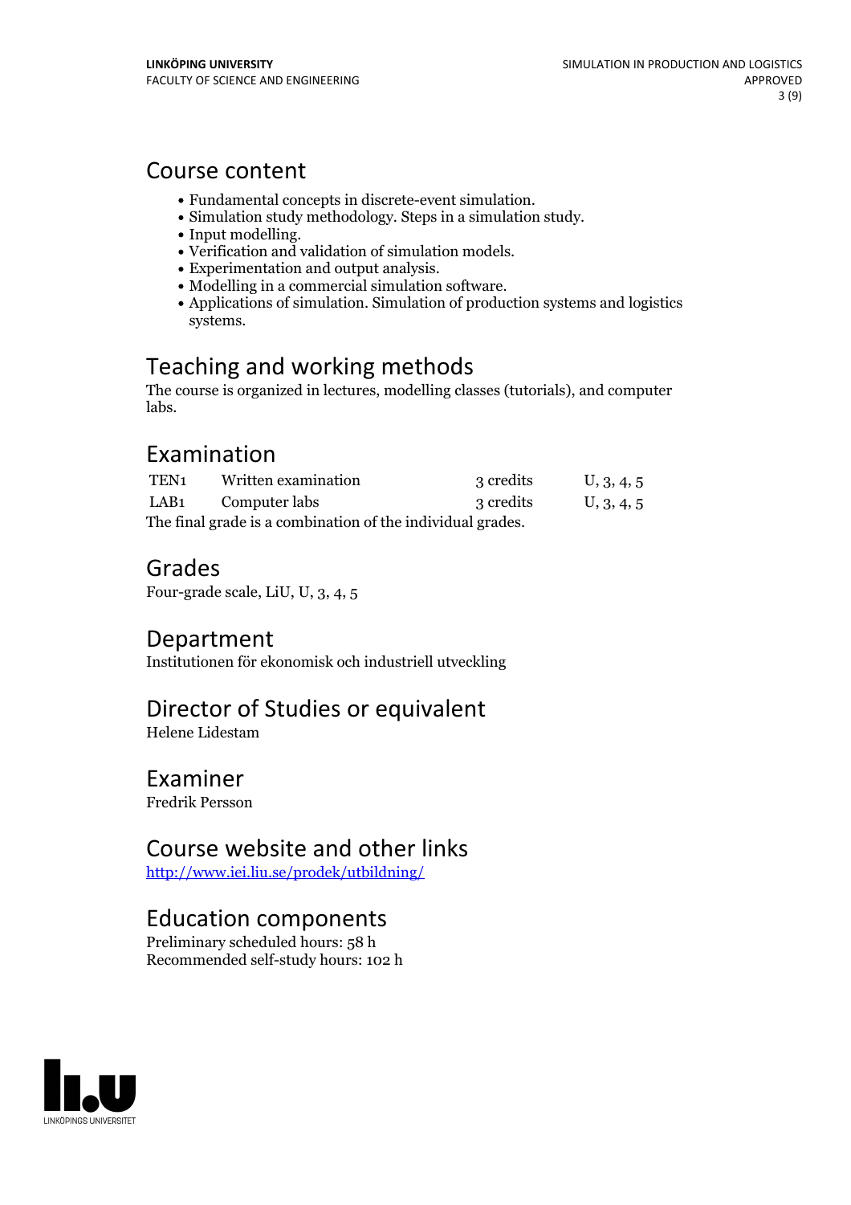## Course content

- Fundamental concepts in discrete-event simulation.
- Simulation study methodology. Steps in a simulation study.
- Input modelling.
- Verification and validation of simulation models.
- Experimentation and output analysis.
- Modelling in a commercial simulation software.
- Applications of simulation. Simulation of production systems and logistics systems.

## Teaching and working methods

The course is organized in lectures, modelling classes (tutorials), and computer labs.

## Examination

| | | | |
|---|---|---|---|
| TEN1 | Written examination | 3 credits | U, 3, 4, 5 |
| LAB1 | Computer labs | 3 credits | U, 3, 4, 5 |

The final grade is a combination of the individual grades.

## Grades

Four-grade scale, LiU, U, 3, 4, 5

## Department

Institutionen för ekonomisk och industriell utveckling

## Director of Studies or equivalent

Helene Lidestam

## Examiner

Fredrik Persson

## Course website and other links

[http://www.iei.liu.se/prodek/utbildning/](http://www.iei.liu.se/prodek/utbildning/)

## Education components

Preliminary scheduled hours: 58 h
Recommended self-study hours: 102 h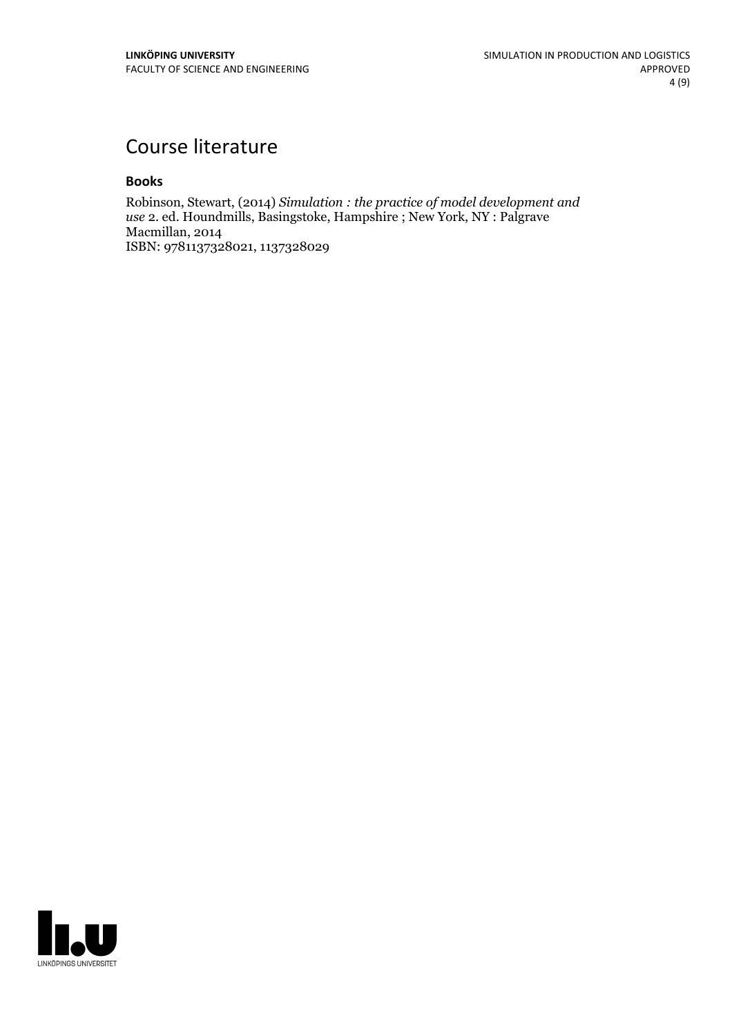# Course literature

### Books

Robinson, Stewart, (2014) *Simulation : the practice of model development and use* 2. ed. Houndmills, Basingstoke, Hampshire ; New York, NY : Palgrave Macmillan, 2014
ISBN: 9781137328021, 1137328029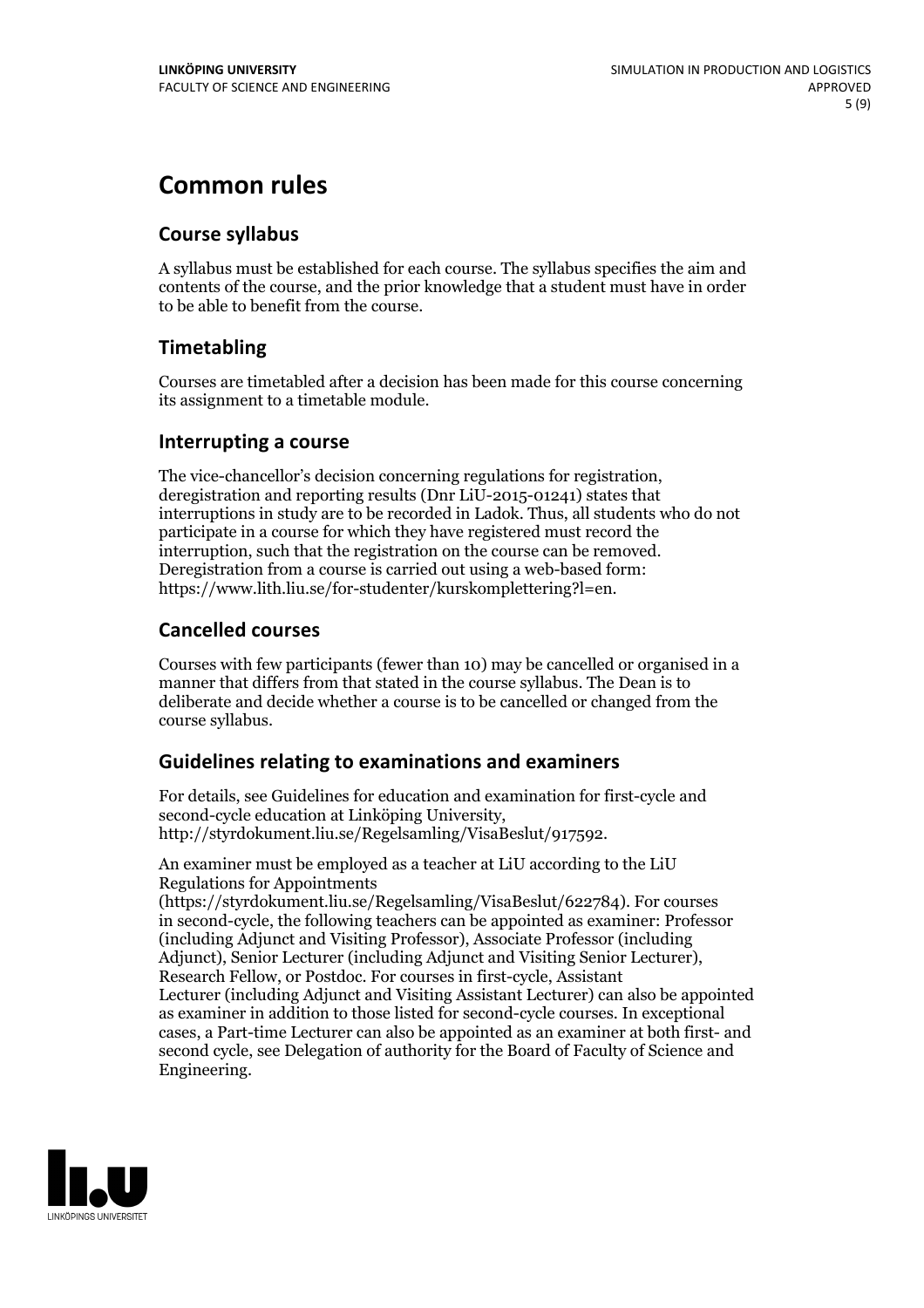# Common rules

## Course syllabus

A syllabus must be established for each course. The syllabus specifies the aim and contents of the course, and the prior knowledge that a student must have in order to be able to benefit from the course.

## Timetabling

Courses are timetabled after a decision has been made for this course concerning its assignment to a timetable module.

## Interrupting a course

The vice-chancellor's decision concerning regulations for registration, deregistration and reporting results (Dnr LiU-2015-01241) states that interruptions in study are to be recorded in Ladok. Thus, all students who do not participate in a course for which they have registered must record the interruption, such that the registration on the course can be removed. Deregistration from a course is carried out using a web-based form: https://www.lith.liu.se/for-studenter/kurskomplettering?l=en.

## Cancelled courses

Courses with few participants (fewer than 10) may be cancelled or organised in a manner that differs from that stated in the course syllabus. The Dean is to deliberate and decide whether a course is to be cancelled or changed from the course syllabus.

## Guidelines relating to examinations and examiners

For details, see Guidelines for education and examination for first-cycle and second-cycle education at Linköping University, http://styrdokument.liu.se/Regelsamling/VisaBeslut/917592.

An examiner must be employed as a teacher at LiU according to the LiU Regulations for Appointments (https://styrdokument.liu.se/Regelsamling/VisaBeslut/622784). For courses in second-cycle, the following teachers can be appointed as examiner: Professor (including Adjunct and Visiting Professor), Associate Professor (including Adjunct), Senior Lecturer (including Adjunct and Visiting Senior Lecturer), Research Fellow, or Postdoc. For courses in first-cycle, Assistant Lecturer (including Adjunct and Visiting Assistant Lecturer) can also be appointed as examiner in addition to those listed for second-cycle courses. In exceptional cases, a Part-time Lecturer can also be appointed as an examiner at both first- and second cycle, see Delegation of authority for the Board of Faculty of Science and Engineering.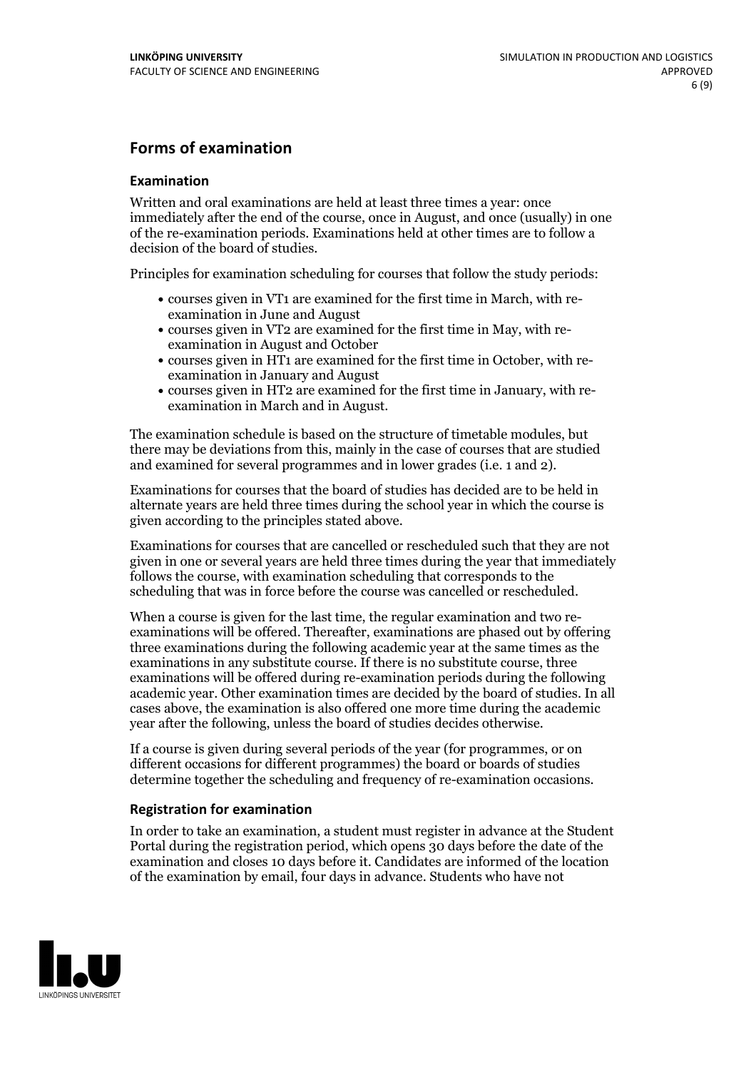## Forms of examination

### Examination

Written and oral examinations are held at least three times a year: once immediately after the end of the course, once in August, and once (usually) in one of the re-examination periods. Examinations held at other times are to follow a decision of the board of studies.

Principles for examination scheduling for courses that follow the study periods:

- courses given in VT1 are examined for the first time in March, with re-examination in June and August
- courses given in VT2 are examined for the first time in May, with re-examination in August and October
- courses given in HT1 are examined for the first time in October, with re-examination in January and August
- courses given in HT2 are examined for the first time in January, with re-examination in March and in August.

The examination schedule is based on the structure of timetable modules, but there may be deviations from this, mainly in the case of courses that are studied and examined for several programmes and in lower grades (i.e. 1 and 2).

Examinations for courses that the board of studies has decided are to be held in alternate years are held three times during the school year in which the course is given according to the principles stated above.

Examinations for courses that are cancelled or rescheduled such that they are not given in one or several years are held three times during the year that immediately follows the course, with examination scheduling that corresponds to the scheduling that was in force before the course was cancelled or rescheduled.

When a course is given for the last time, the regular examination and two re-examinations will be offered. Thereafter, examinations are phased out by offering three examinations during the following academic year at the same times as the examinations in any substitute course. If there is no substitute course, three examinations will be offered during re-examination periods during the following academic year. Other examination times are decided by the board of studies. In all cases above, the examination is also offered one more time during the academic year after the following, unless the board of studies decides otherwise.

If a course is given during several periods of the year (for programmes, or on different occasions for different programmes) the board or boards of studies determine together the scheduling and frequency of re-examination occasions.

### Registration for examination

In order to take an examination, a student must register in advance at the Student Portal during the registration period, which opens 30 days before the date of the examination and closes 10 days before it. Candidates are informed of the location of the examination by email, four days in advance. Students who have not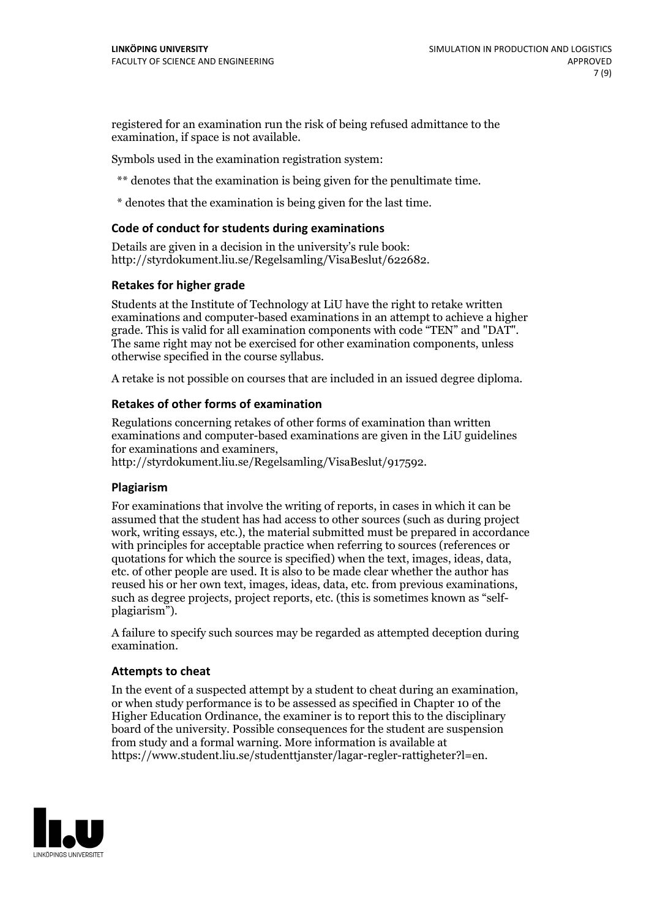registered for an examination run the risk of being refused admittance to the examination, if space is not available.

Symbols used in the examination registration system:

** denotes that the examination is being given for the penultimate time.

* denotes that the examination is being given for the last time.

### Code of conduct for students during examinations

Details are given in a decision in the university's rule book: http://styrdokument.liu.se/Regelsamling/VisaBeslut/622682.

### Retakes for higher grade

Students at the Institute of Technology at LiU have the right to retake written examinations and computer-based examinations in an attempt to achieve a higher grade. This is valid for all examination components with code "TEN" and "DAT". The same right may not be exercised for other examination components, unless otherwise specified in the course syllabus.

A retake is not possible on courses that are included in an issued degree diploma.

### Retakes of other forms of examination

Regulations concerning retakes of other forms of examination than written examinations and computer-based examinations are given in the LiU guidelines for examinations and examiners, http://styrdokument.liu.se/Regelsamling/VisaBeslut/917592.

### Plagiarism

For examinations that involve the writing of reports, in cases in which it can be assumed that the student has had access to other sources (such as during project work, writing essays, etc.), the material submitted must be prepared in accordance with principles for acceptable practice when referring to sources (references or quotations for which the source is specified) when the text, images, ideas, data, etc. of other people are used. It is also to be made clear whether the author has reused his or her own text, images, ideas, data, etc. from previous examinations, such as degree projects, project reports, etc. (this is sometimes known as "self-plagiarism").

A failure to specify such sources may be regarded as attempted deception during examination.

### Attempts to cheat

In the event of a suspected attempt by a student to cheat during an examination, or when study performance is to be assessed as specified in Chapter 10 of the Higher Education Ordinance, the examiner is to report this to the disciplinary board of the university. Possible consequences for the student are suspension from study and a formal warning. More information is available at https://www.student.liu.se/studenttjanster/lagar-regler-rattigheter?l=en.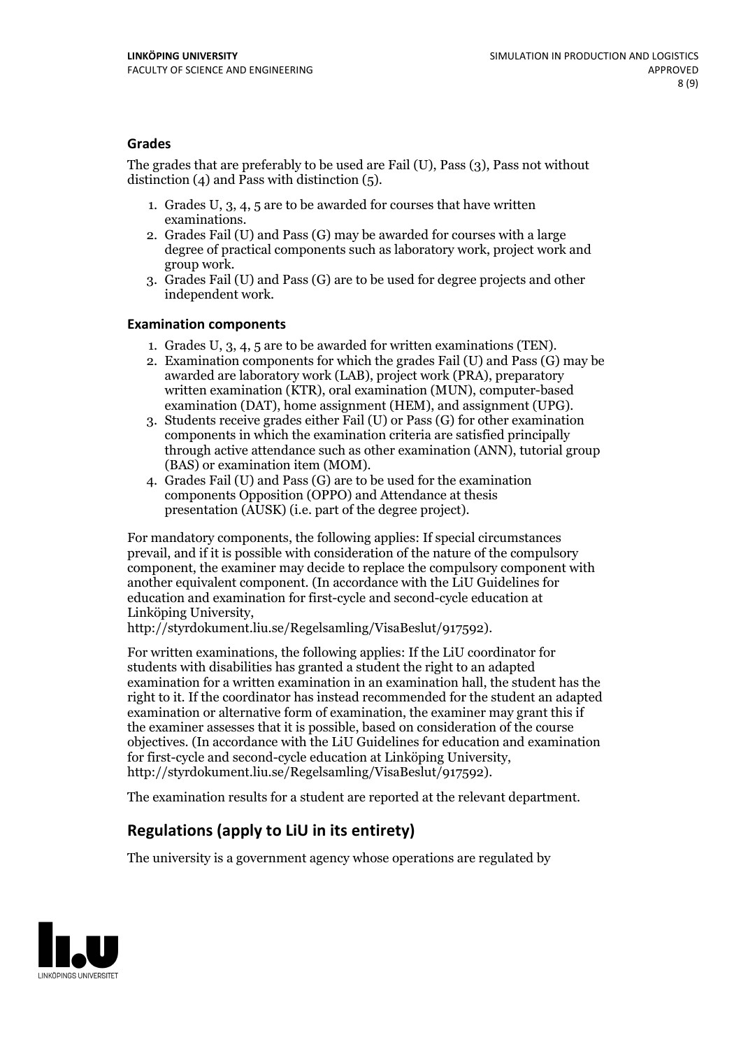### Grades

The grades that are preferably to be used are Fail (U), Pass (3), Pass not without distinction (4) and Pass with distinction (5).

1. Grades U, 3, 4, 5 are to be awarded for courses that have written examinations.
2. Grades Fail (U) and Pass (G) may be awarded for courses with a large degree of practical components such as laboratory work, project work and group work.
3. Grades Fail (U) and Pass (G) are to be used for degree projects and other independent work.

### Examination components

1. Grades U, 3, 4, 5 are to be awarded for written examinations (TEN).
2. Examination components for which the grades Fail (U) and Pass (G) may be awarded are laboratory work (LAB), project work (PRA), preparatory written examination (KTR), oral examination (MUN), computer-based examination (DAT), home assignment (HEM), and assignment (UPG).
3. Students receive grades either Fail (U) or Pass (G) for other examination components in which the examination criteria are satisfied principally through active attendance such as other examination (ANN), tutorial group (BAS) or examination item (MOM).
4. Grades Fail (U) and Pass (G) are to be used for the examination components Opposition (OPPO) and Attendance at thesis presentation (AUSK) (i.e. part of the degree project).

For mandatory components, the following applies: If special circumstances prevail, and if it is possible with consideration of the nature of the compulsory component, the examiner may decide to replace the compulsory component with another equivalent component. (In accordance with the LiU Guidelines for education and examination for first-cycle and second-cycle education at Linköping University, http://styrdokument.liu.se/Regelsamling/VisaBeslut/917592).

For written examinations, the following applies: If the LiU coordinator for students with disabilities has granted a student the right to an adapted examination for a written examination in an examination hall, the student has the right to it. If the coordinator has instead recommended for the student an adapted examination or alternative form of examination, the examiner may grant this if the examiner assesses that it is possible, based on consideration of the course objectives. (In accordance with the LiU Guidelines for education and examination for first-cycle and second-cycle education at Linköping University, http://styrdokument.liu.se/Regelsamling/VisaBeslut/917592).

The examination results for a student are reported at the relevant department.

## Regulations (apply to LiU in its entirety)

The university is a government agency whose operations are regulated by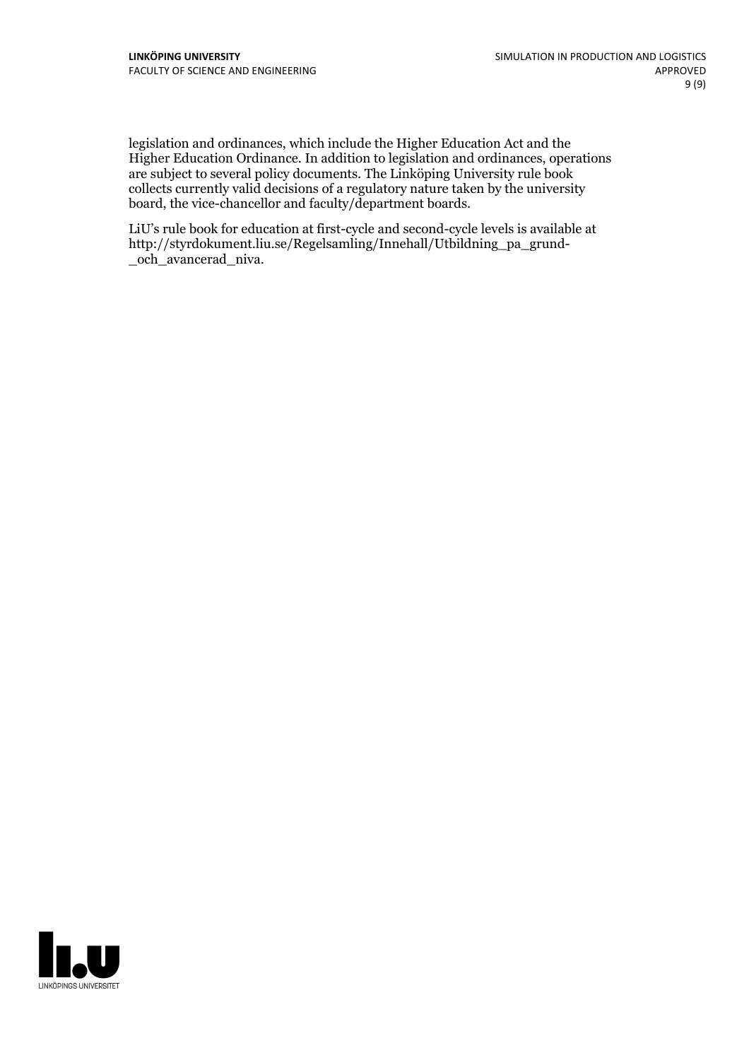legislation and ordinances, which include the Higher Education Act and the Higher Education Ordinance. In addition to legislation and ordinances, operations are subject to several policy documents. The Linköping University rule book collects currently valid decisions of a regulatory nature taken by the university board, the vice-chancellor and faculty/department boards.

LiU's rule book for education at first-cycle and second-cycle levels is available at http://styrdokument.liu.se/Regelsamling/Innehall/Utbildning_pa_grund-_och_avancerad_niva.